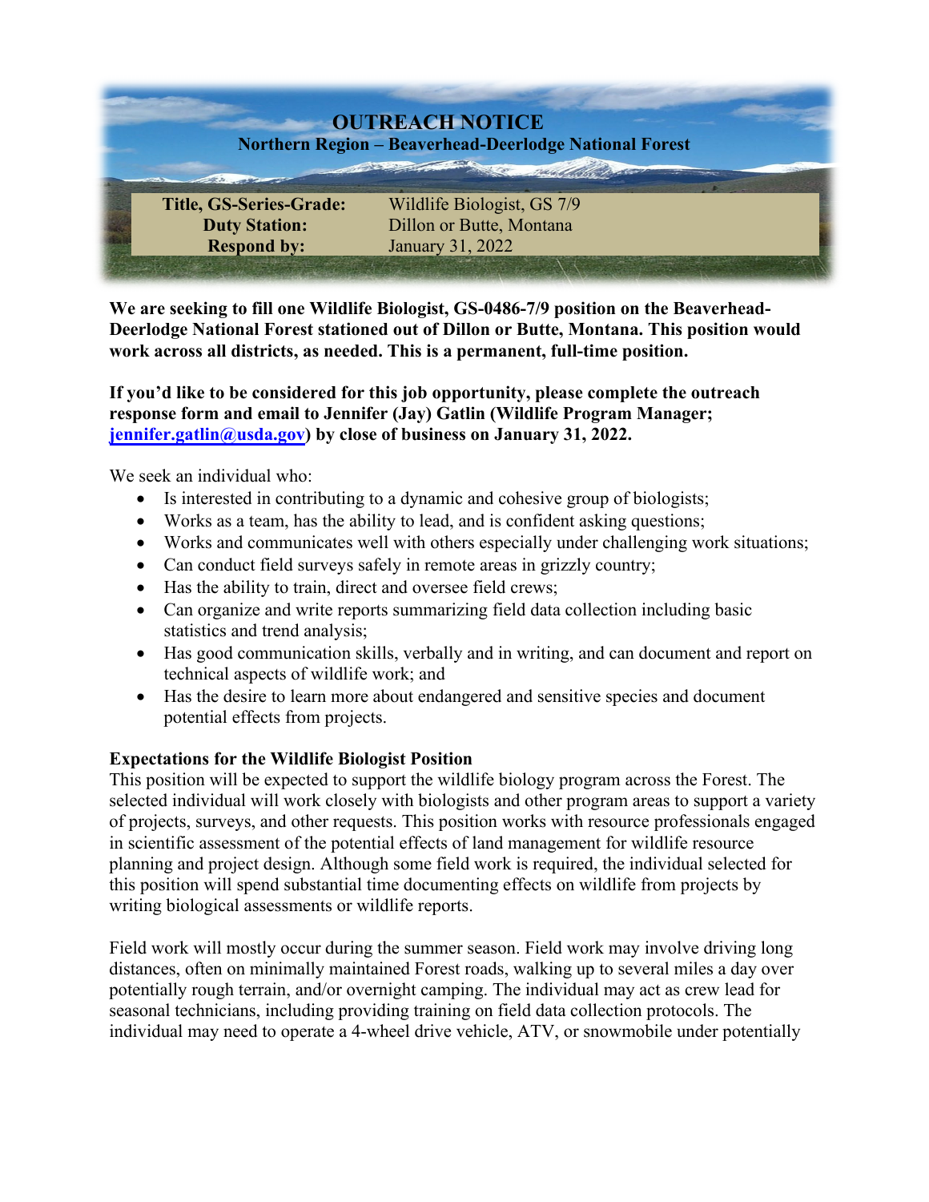# OUTREACH NOTICE

**Northern Region – Beaverhead-Deerlodge National Forest**

| | |
|---|---|
| **Title, GS-Series-Grade:** | Wildlife Biologist, GS 7/9 |
| **Duty Station:** | Dillon or Butte, Montana |
| **Respond by:** | January 31, 2022 |

**We are seeking to fill one Wildlife Biologist, GS-0486-7/9 position on the Beaverhead-Deerlodge National Forest stationed out of Dillon or Butte, Montana. This position would work across all districts, as needed. This is a permanent, full-time position.**

**If you'd like to be considered for this job opportunity, please complete the outreach response form and email to Jennifer (Jay) Gatlin (Wildlife Program Manager; [jennifer.gatlin@usda.gov](mailto:jennifer.gatlin@usda.gov)) by close of business on January 31, 2022.**

We seek an individual who:

- Is interested in contributing to a dynamic and cohesive group of biologists;
- Works as a team, has the ability to lead, and is confident asking questions;
- Works and communicates well with others especially under challenging work situations;
- Can conduct field surveys safely in remote areas in grizzly country;
- Has the ability to train, direct and oversee field crews;
- Can organize and write reports summarizing field data collection including basic statistics and trend analysis;
- Has good communication skills, verbally and in writing, and can document and report on technical aspects of wildlife work; and
- Has the desire to learn more about endangered and sensitive species and document potential effects from projects.

**Expectations for the Wildlife Biologist Position**

This position will be expected to support the wildlife biology program across the Forest. The selected individual will work closely with biologists and other program areas to support a variety of projects, surveys, and other requests. This position works with resource professionals engaged in scientific assessment of the potential effects of land management for wildlife resource planning and project design. Although some field work is required, the individual selected for this position will spend substantial time documenting effects on wildlife from projects by writing biological assessments or wildlife reports.

Field work will mostly occur during the summer season. Field work may involve driving long distances, often on minimally maintained Forest roads, walking up to several miles a day over potentially rough terrain, and/or overnight camping. The individual may act as crew lead for seasonal technicians, including providing training on field data collection protocols. The individual may need to operate a 4-wheel drive vehicle, ATV, or snowmobile under potentially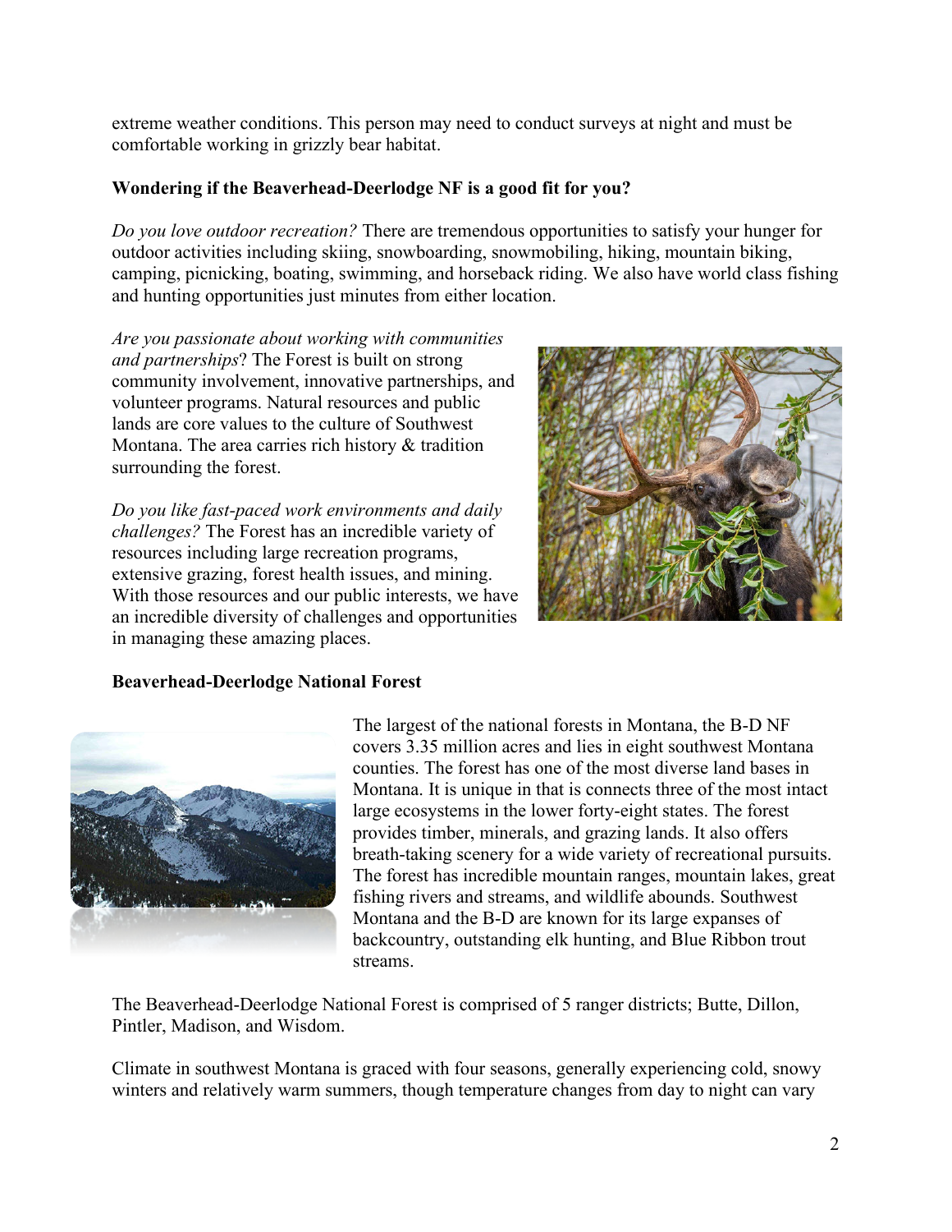extreme weather conditions. This person may need to conduct surveys at night and must be comfortable working in grizzly bear habitat.

**Wondering if the Beaverhead-Deerlodge NF is a good fit for you?**

*Do you love outdoor recreation?* There are tremendous opportunities to satisfy your hunger for outdoor activities including skiing, snowboarding, snowmobiling, hiking, mountain biking, camping, picnicking, boating, swimming, and horseback riding. We also have world class fishing and hunting opportunities just minutes from either location.

*Are you passionate about working with communities and partnerships*? The Forest is built on strong community involvement, innovative partnerships, and volunteer programs. Natural resources and public lands are core values to the culture of Southwest Montana. The area carries rich history & tradition surrounding the forest.

*Do you like fast-paced work environments and daily challenges?* The Forest has an incredible variety of resources including large recreation programs, extensive grazing, forest health issues, and mining. With those resources and our public interests, we have an incredible diversity of challenges and opportunities in managing these amazing places.

**Beaverhead-Deerlodge National Forest**

The largest of the national forests in Montana, the B-D NF covers 3.35 million acres and lies in eight southwest Montana counties. The forest has one of the most diverse land bases in Montana. It is unique in that is connects three of the most intact large ecosystems in the lower forty-eight states. The forest provides timber, minerals, and grazing lands. It also offers breath-taking scenery for a wide variety of recreational pursuits. The forest has incredible mountain ranges, mountain lakes, great fishing rivers and streams, and wildlife abounds. Southwest Montana and the B-D are known for its large expanses of backcountry, outstanding elk hunting, and Blue Ribbon trout streams.

The Beaverhead-Deerlodge National Forest is comprised of 5 ranger districts; Butte, Dillon, Pintler, Madison, and Wisdom.

Climate in southwest Montana is graced with four seasons, generally experiencing cold, snowy winters and relatively warm summers, though temperature changes from day to night can vary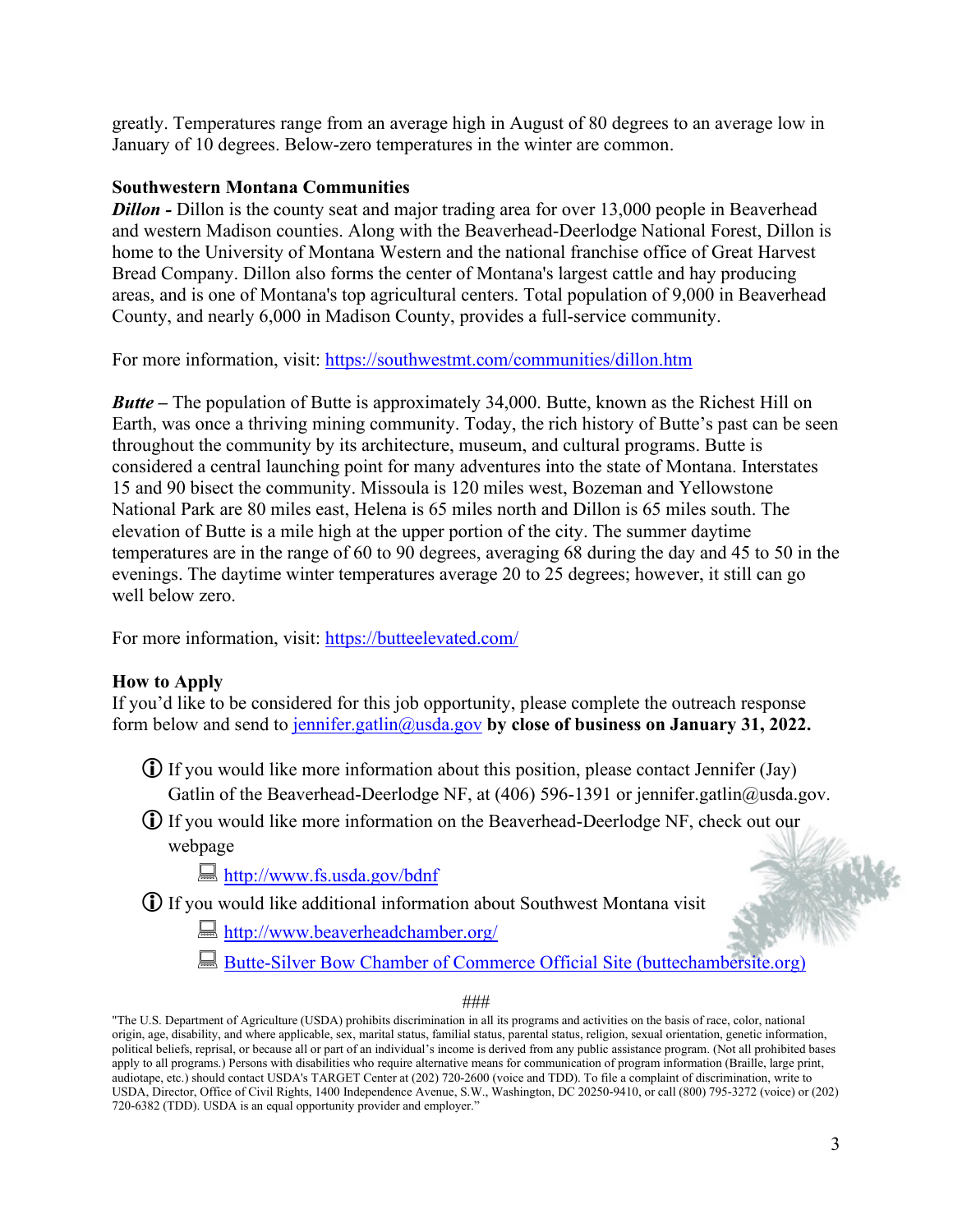greatly. Temperatures range from an average high in August of 80 degrees to an average low in January of 10 degrees. Below-zero temperatures in the winter are common.

**Southwestern Montana Communities**

***Dillon -*** Dillon is the county seat and major trading area for over 13,000 people in Beaverhead and western Madison counties. Along with the Beaverhead-Deerlodge National Forest, Dillon is home to the University of Montana Western and the national franchise office of Great Harvest Bread Company. Dillon also forms the center of Montana's largest cattle and hay producing areas, and is one of Montana's top agricultural centers. Total population of 9,000 in Beaverhead County, and nearly 6,000 in Madison County, provides a full-service community.

For more information, visit: [https://southwestmt.com/communities/dillon.htm](https://southwestmt.com/communities/dillon.htm)

***Butte –*** The population of Butte is approximately 34,000. Butte, known as the Richest Hill on Earth, was once a thriving mining community. Today, the rich history of Butte's past can be seen throughout the community by its architecture, museum, and cultural programs. Butte is considered a central launching point for many adventures into the state of Montana. Interstates 15 and 90 bisect the community. Missoula is 120 miles west, Bozeman and Yellowstone National Park are 80 miles east, Helena is 65 miles north and Dillon is 65 miles south. The elevation of Butte is a mile high at the upper portion of the city. The summer daytime temperatures are in the range of 60 to 90 degrees, averaging 68 during the day and 45 to 50 in the evenings. The daytime winter temperatures average 20 to 25 degrees; however, it still can go well below zero.

For more information, visit: [https://butteelevated.com/](https://butteelevated.com/)

**How to Apply**

If you'd like to be considered for this job opportunity, please complete the outreach response form below and send to [jennifer.gatlin@usda.gov](mailto:jennifer.gatlin@usda.gov) **by close of business on January 31, 2022.**

- ⓘ If you would like more information about this position, please contact Jennifer (Jay) Gatlin of the Beaverhead-Deerlodge NF, at (406) 596-1391 or jennifer.gatlin@usda.gov.
- ⓘ If you would like more information on the Beaverhead-Deerlodge NF, check out our webpage
  - [http://www.fs.usda.gov/bdnf](http://www.fs.usda.gov/bdnf)
- ⓘ If you would like additional information about Southwest Montana visit
  - [http://www.beaverheadchamber.org/](http://www.beaverheadchamber.org/)
  - [Butte-Silver Bow Chamber of Commerce Official Site (buttechambersite.org)](https://buttechambersite.org)

###

"The U.S. Department of Agriculture (USDA) prohibits discrimination in all its programs and activities on the basis of race, color, national origin, age, disability, and where applicable, sex, marital status, familial status, parental status, religion, sexual orientation, genetic information, political beliefs, reprisal, or because all or part of an individual's income is derived from any public assistance program. (Not all prohibited bases apply to all programs.) Persons with disabilities who require alternative means for communication of program information (Braille, large print, audiotape, etc.) should contact USDA's TARGET Center at (202) 720-2600 (voice and TDD). To file a complaint of discrimination, write to USDA, Director, Office of Civil Rights, 1400 Independence Avenue, S.W., Washington, DC 20250-9410, or call (800) 795-3272 (voice) or (202) 720-6382 (TDD). USDA is an equal opportunity provider and employer."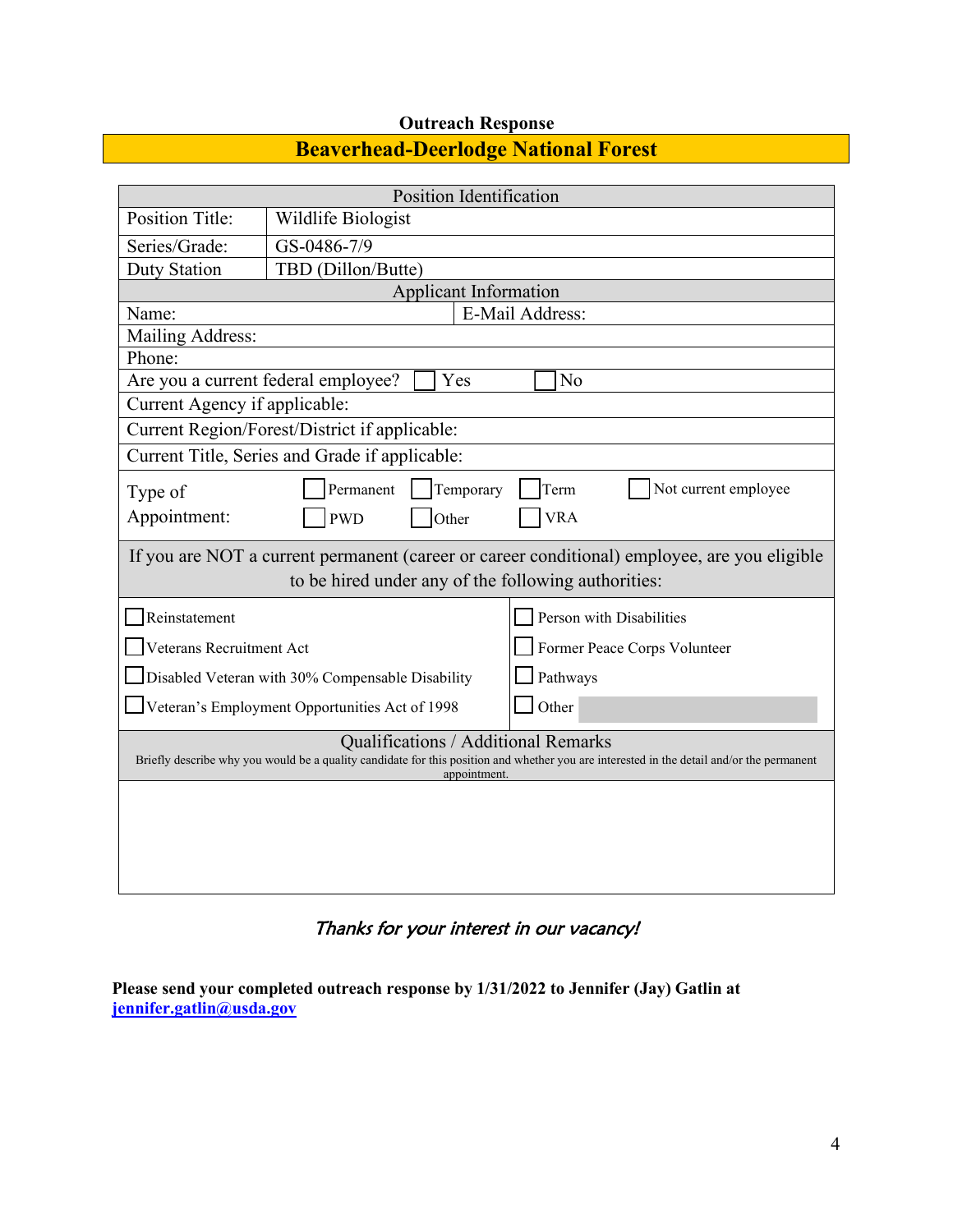**Outreach Response**

## Beaverhead-Deerlodge National Forest

| Position Identification | |
|---|---|
| Position Title: | Wildlife Biologist |
| Series/Grade: | GS-0486-7/9 |
| Duty Station | TBD (Dillon/Butte) |

| Applicant Information | |
|---|---|
| Name: | E-Mail Address: |
| Mailing Address: | |
| Phone: | |
| Are you a current federal employee? ☐ Yes ☐ No | |
| Current Agency if applicable: | |
| Current Region/Forest/District if applicable: | |
| Current Title, Series and Grade if applicable: | |
| Type of Appointment: | ☐ Permanent ☐ Temporary ☐ Term ☐ Not current employee ☐ PWD ☐ Other ☐ VRA |

| If you are NOT a current permanent (career or career conditional) employee, are you eligible to be hired under any of the following authorities: | |
|---|---|
| ☐ Reinstatement | ☐ Person with Disabilities |
| ☐ Veterans Recruitment Act | ☐ Former Peace Corps Volunteer |
| ☐ Disabled Veteran with 30% Compensable Disability | ☐ Pathways |
| ☐ Veteran's Employment Opportunities Act of 1998 | ☐ Other |

| Qualifications / Additional Remarks |
|---|
| Briefly describe why you would be a quality candidate for this position and whether you are interested in the detail and/or the permanent appointment. |
| |

*Thanks for your interest in our vacancy!*

**Please send your completed outreach response by 1/31/2022 to Jennifer (Jay) Gatlin at jennifer.gatlin@usda.gov**